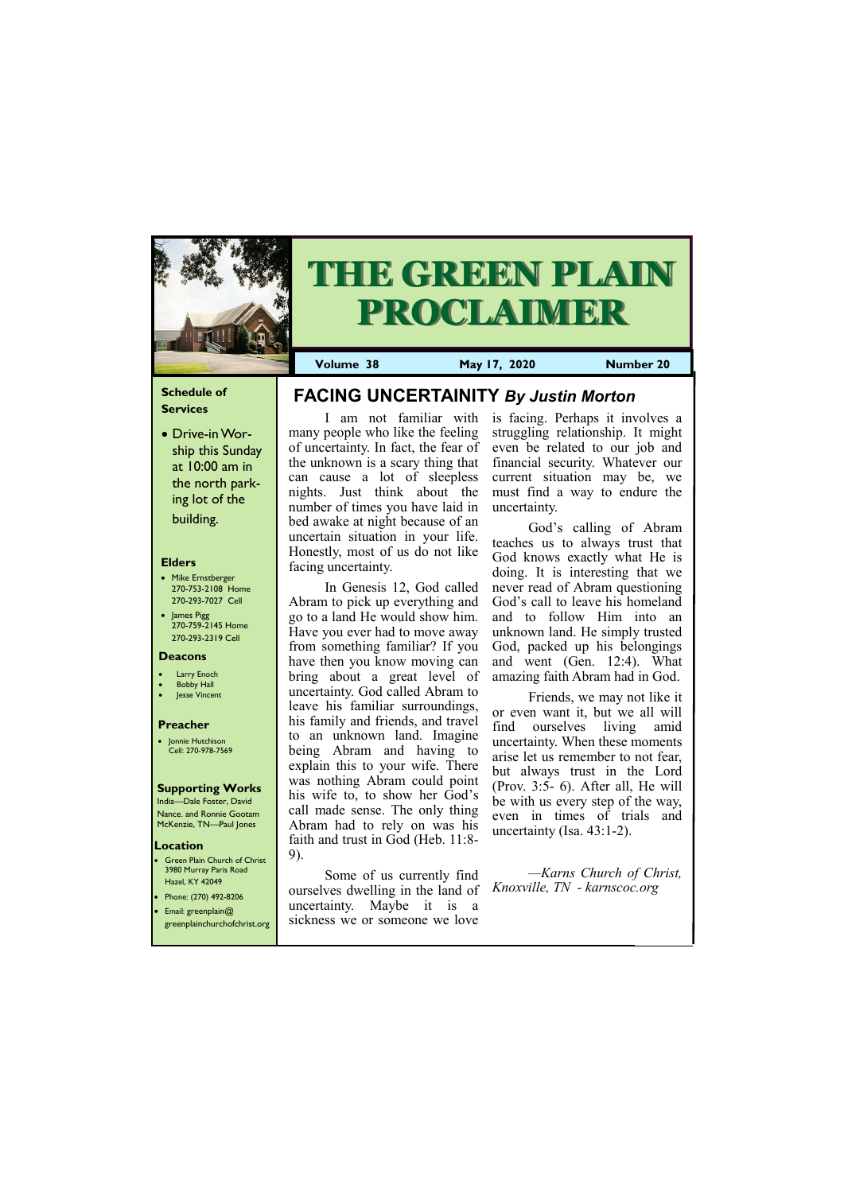# THE GREEN PLAIN PROCLAIMER

**Volume 38** | **May 17, 2020** | **Number 20**

### Schedule of Services

- Drive-in Worship this Sunday at 10:00 am in the north parking lot of the building.

### Elders

- Mike Ernstberger 270-753-2108 Home 270-293-7027 Cell
- James Pigg 270-759-2145 Home 270-293-2319 Cell

### Deacons

- Larry Enoch
- Bobby Hall
- Jesse Vincent

### Preacher

- Jonnie Hutchison Cell: 270-978-7569

### Supporting Works

India—Dale Foster, David Nance. and Ronnie Gootam McKenzie, TN—Paul Jones

### Location

- Green Plain Church of Christ 3980 Murray Paris Road Hazel, KY 42049
- Phone: (270) 492-8206
- Email: greenplain@greenplainchurchofchrist.org

## FACING UNCERTAINITY *By Justin Morton*

I am not familiar with many people who like the feeling of uncertainty. In fact, the fear of the unknown is a scary thing that can cause a lot of sleepless nights. Just think about the number of times you have laid in bed awake at night because of an uncertain situation in your life. Honestly, most of us do not like facing uncertainty.

In Genesis 12, God called Abram to pick up everything and go to a land He would show him. Have you ever had to move away from something familiar? If you have then you know moving can bring about a great level of uncertainty. God called Abram to leave his familiar surroundings, his family and friends, and travel to an unknown land. Imagine being Abram and having to explain this to your wife. There was nothing Abram could point his wife to, to show her God's call made sense. The only thing Abram had to rely on was his faith and trust in God (Heb. 11:8-9).

Some of us currently find ourselves dwelling in the land of uncertainty. Maybe it is a sickness we or someone we love is facing. Perhaps it involves a struggling relationship. It might even be related to our job and financial security. Whatever our current situation may be, we must find a way to endure the uncertainty.

God's calling of Abram teaches us to always trust that God knows exactly what He is doing. It is interesting that we never read of Abram questioning God's call to leave his homeland and to follow Him into an unknown land. He simply trusted God, packed up his belongings and went (Gen. 12:4). What amazing faith Abram had in God.

Friends, we may not like it or even want it, but we all will find ourselves living amid uncertainty. When these moments arise let us remember to not fear, but always trust in the Lord (Prov. 3:5- 6). After all, He will be with us every step of the way, even in times of trials and uncertainty (Isa. 43:1-2).

*—Karns Church of Christ, Knoxville, TN - karnscoc.org*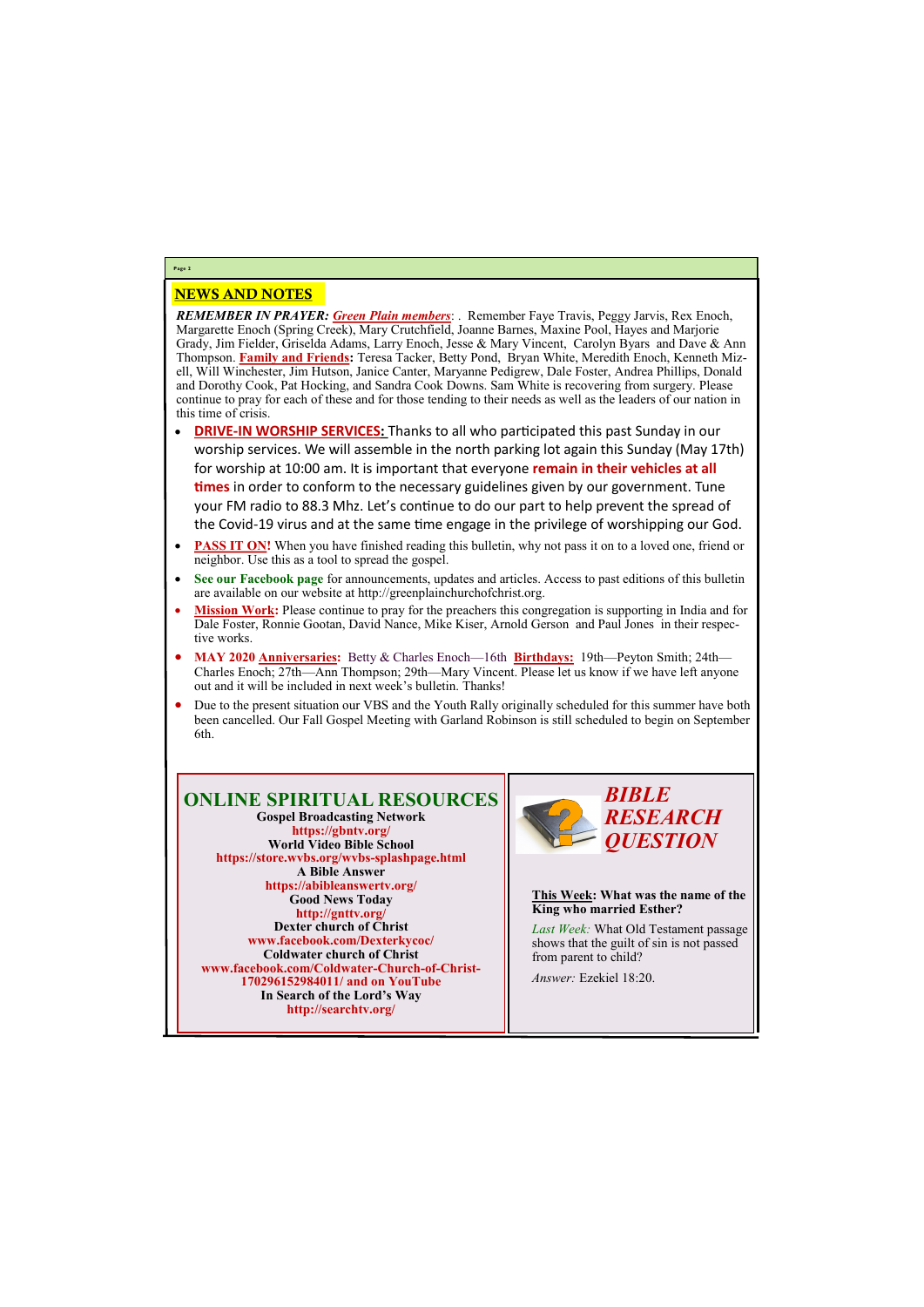## NEWS AND NOTES

***REMEMBER IN PRAYER:*** ***Green Plain members***: . Remember Faye Travis, Peggy Jarvis, Rex Enoch, Margarette Enoch (Spring Creek), Mary Crutchfield, Joanne Barnes, Maxine Pool, Hayes and Marjorie Grady, Jim Fielder, Griselda Adams, Larry Enoch, Jesse & Mary Vincent, Carolyn Byars and Dave & Ann Thompson. **Family and Friends:** Teresa Tacker, Betty Pond, Bryan White, Meredith Enoch, Kenneth Mizell, Will Winchester, Jim Hutson, Janice Canter, Maryanne Pedigrew, Dale Foster, Andrea Phillips, Donald and Dorothy Cook, Pat Hocking, and Sandra Cook Downs. Sam White is recovering from surgery. Please continue to pray for each of these and for those tending to their needs as well as the leaders of our nation in this time of crisis.

- **DRIVE-IN WORSHIP SERVICES:** Thanks to all who participated this past Sunday in our worship services. We will assemble in the north parking lot again this Sunday (May 17th) for worship at 10:00 am. It is important that everyone **remain in their vehicles at all times** in order to conform to the necessary guidelines given by our government. Tune your FM radio to 88.3 Mhz. Let's continue to do our part to help prevent the spread of the Covid-19 virus and at the same time engage in the privilege of worshipping our God.
- **PASS IT ON!** When you have finished reading this bulletin, why not pass it on to a loved one, friend or neighbor. Use this as a tool to spread the gospel.
- **See our Facebook page** for announcements, updates and articles. Access to past editions of this bulletin are available on our website at http://greenplainchurchofchrist.org.
- **Mission Work:** Please continue to pray for the preachers this congregation is supporting in India and for Dale Foster, Ronnie Gootan, David Nance, Mike Kiser, Arnold Gerson and Paul Jones in their respective works.
- **MAY 2020 Anniversaries:** Betty & Charles Enoch—16th **Birthdays:** 19th—Peyton Smith; 24th—Charles Enoch; 27th—Ann Thompson; 29th—Mary Vincent. Please let us know if we have left anyone out and it will be included in next week's bulletin. Thanks!
- Due to the present situation our VBS and the Youth Rally originally scheduled for this summer have both been cancelled. Our Fall Gospel Meeting with Garland Robinson is still scheduled to begin on September 6th.

## ONLINE SPIRITUAL RESOURCES

**Gospel Broadcasting Network**
**https://gbntv.org/**
**World Video Bible School**
**https://store.wvbs.org/wvbs-splashpage.html**
**A Bible Answer**
**https://abibleanswertv.org/**
**Good News Today**
**http://gnttv.org/**
**Dexter church of Christ**
**www.facebook.com/Dexterkycoc/**
**Coldwater church of Christ**
**www.facebook.com/Coldwater-Church-of-Christ-170296152984011/ and on YouTube**
**In Search of the Lord's Way**
**http://searchtv.org/**

## *BIBLE RESEARCH QUESTION*

**This Week: What was the name of the King who married Esther?**

*Last Week:* What Old Testament passage shows that the guilt of sin is not passed from parent to child?

*Answer:* Ezekiel 18:20.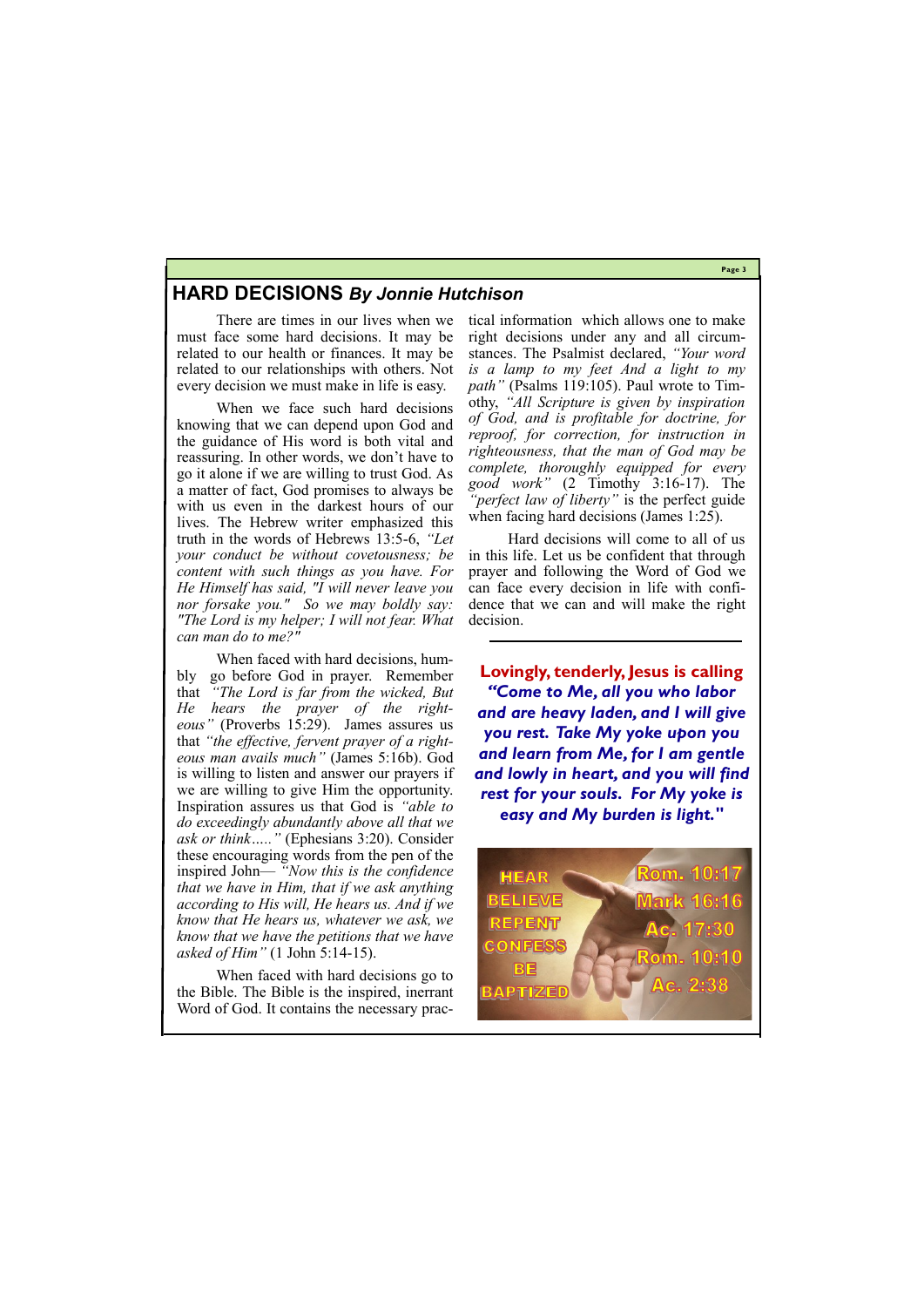# HARD DECISIONS *By Jonnie Hutchison*

There are times in our lives when we must face some hard decisions. It may be related to our health or finances. It may be related to our relationships with others. Not every decision we must make in life is easy.

When we face such hard decisions knowing that we can depend upon God and the guidance of His word is both vital and reassuring. In other words, we don't have to go it alone if we are willing to trust God. As a matter of fact, God promises to always be with us even in the darkest hours of our lives. The Hebrew writer emphasized this truth in the words of Hebrews 13:5-6, *"Let your conduct be without covetousness; be content with such things as you have. For He Himself has said, "I will never leave you nor forsake you." So we may boldly say: "The Lord is my helper; I will not fear. What can man do to me?"*

When faced with hard decisions, humbly go before God in prayer. Remember that *"The Lord is far from the wicked, But He hears the prayer of the righteous"* (Proverbs 15:29). James assures us that *"the effective, fervent prayer of a righteous man avails much"* (James 5:16b). God is willing to listen and answer our prayers if we are willing to give Him the opportunity. Inspiration assures us that God is *"able to do exceedingly abundantly above all that we ask or think….."* (Ephesians 3:20). Consider these encouraging words from the pen of the inspired John— *"Now this is the confidence that we have in Him, that if we ask anything according to His will, He hears us. And if we know that He hears us, whatever we ask, we know that we have the petitions that we have asked of Him"* (1 John 5:14-15).

When faced with hard decisions go to the Bible. The Bible is the inspired, inerrant Word of God. It contains the necessary practical information which allows one to make right decisions under any and all circumstances. The Psalmist declared, *"Your word is a lamp to my feet And a light to my path"* (Psalms 119:105). Paul wrote to Timothy, *"All Scripture is given by inspiration of God, and is profitable for doctrine, for reproof, for correction, for instruction in righteousness, that the man of God may be complete, thoroughly equipped for every good work"* (2 Timothy 3:16-17). The *"perfect law of liberty"* is the perfect guide when facing hard decisions (James 1:25).

Hard decisions will come to all of us in this life. Let us be confident that through prayer and following the Word of God we can face every decision in life with confidence that we can and will make the right decision.

---

**Lovingly, tenderly, Jesus is calling**
***"Come to Me, all you who labor and are heavy laden, and I will give you rest. Take My yoke upon you and learn from Me, for I am gentle and lowly in heart, and you will find rest for your souls. For My yoke is easy and My burden is light."***

| | |
|---|---|
| HEAR | Rom. 10:17 |
| BELIEVE | Mark 16:16 |
| REPENT | Ac. 17:30 |
| CONFESS | Rom. 10:10 |
| BE BAPTIZED | Ac. 2:38 |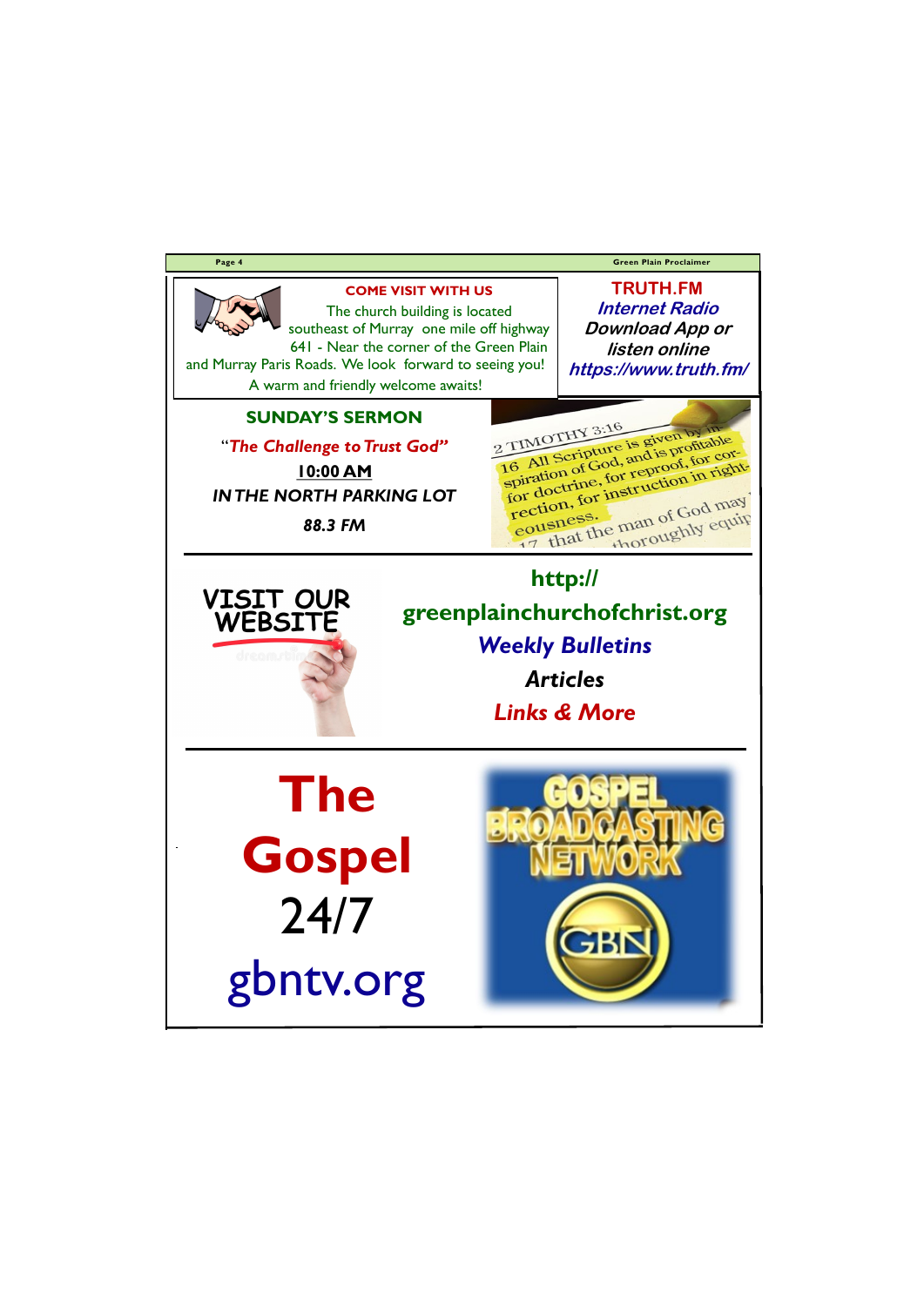## COME VISIT WITH US

The church building is located southeast of Murray one mile off highway 641 - Near the corner of the Green Plain and Murray Paris Roads. We look forward to seeing you! A warm and friendly welcome awaits!

## TRUTH.FM

***Internet Radio***

***Download App or listen online***

***https://www.truth.fm/***

## SUNDAY'S SERMON

"***The Challenge to Trust God"***

**10:00 AM**

***IN THE NORTH PARKING LOT***

***88.3 FM***

2 TIMOTHY 3:16

16 All Scripture is given by inspiration of God, and is profitable for doctrine, for reproof, for correction, for instruction in righteousness.

17 that the man of God may thoroughly equip

VISIT OUR WEBSITE

**http://greenplainchurchofchrist.org**

***Weekly Bulletins***

***Articles***

***Links & More***

# The Gospel 24/7

gbntv.org

GOSPEL BROADCASTING NETWORK

GBN